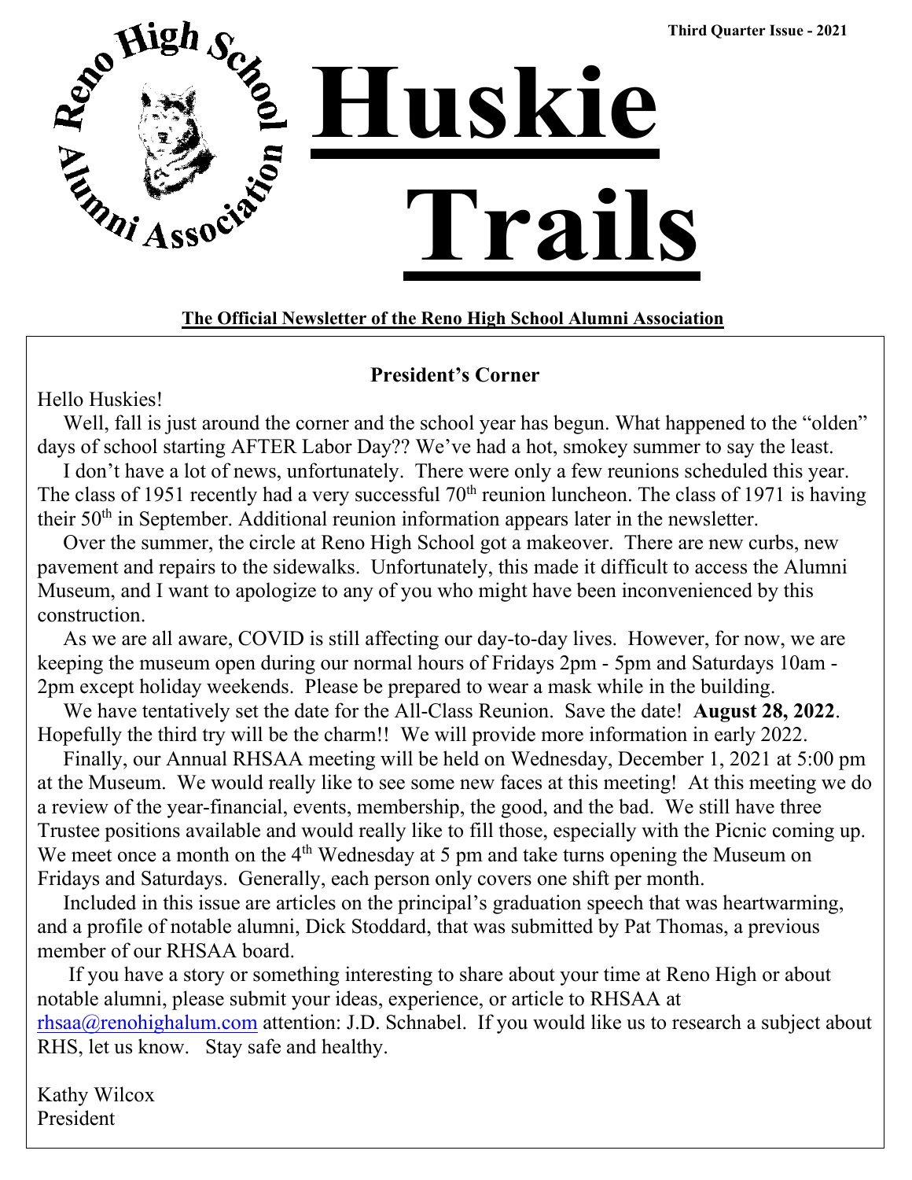Third Quarter Issue - 2021

Reno High School Alumni Association

# Huskie Trails

**The Official Newsletter of the Reno High School Alumni Association**

## President's Corner

Hello Huskies!

Well, fall is just around the corner and the school year has begun. What happened to the "olden" days of school starting AFTER Labor Day?? We've had a hot, smokey summer to say the least.

I don't have a lot of news, unfortunately. There were only a few reunions scheduled this year. The class of 1951 recently had a very successful 70th reunion luncheon. The class of 1971 is having their 50th in September. Additional reunion information appears later in the newsletter.

Over the summer, the circle at Reno High School got a makeover. There are new curbs, new pavement and repairs to the sidewalks. Unfortunately, this made it difficult to access the Alumni Museum, and I want to apologize to any of you who might have been inconvenienced by this construction.

As we are all aware, COVID is still affecting our day-to-day lives. However, for now, we are keeping the museum open during our normal hours of Fridays 2pm - 5pm and Saturdays 10am - 2pm except holiday weekends. Please be prepared to wear a mask while in the building.

We have tentatively set the date for the All-Class Reunion. Save the date! **August 28, 2022**. Hopefully the third try will be the charm!! We will provide more information in early 2022.

Finally, our Annual RHSAA meeting will be held on Wednesday, December 1, 2021 at 5:00 pm at the Museum. We would really like to see some new faces at this meeting! At this meeting we do a review of the year-financial, events, membership, the good, and the bad. We still have three Trustee positions available and would really like to fill those, especially with the Picnic coming up. We meet once a month on the 4th Wednesday at 5 pm and take turns opening the Museum on Fridays and Saturdays. Generally, each person only covers one shift per month.

Included in this issue are articles on the principal's graduation speech that was heartwarming, and a profile of notable alumni, Dick Stoddard, that was submitted by Pat Thomas, a previous member of our RHSAA board.

If you have a story or something interesting to share about your time at Reno High or about notable alumni, please submit your ideas, experience, or article to RHSAA at rhsaa@renohighalum.com attention: J.D. Schnabel. If you would like us to research a subject about RHS, let us know. Stay safe and healthy.

Kathy Wilcox
President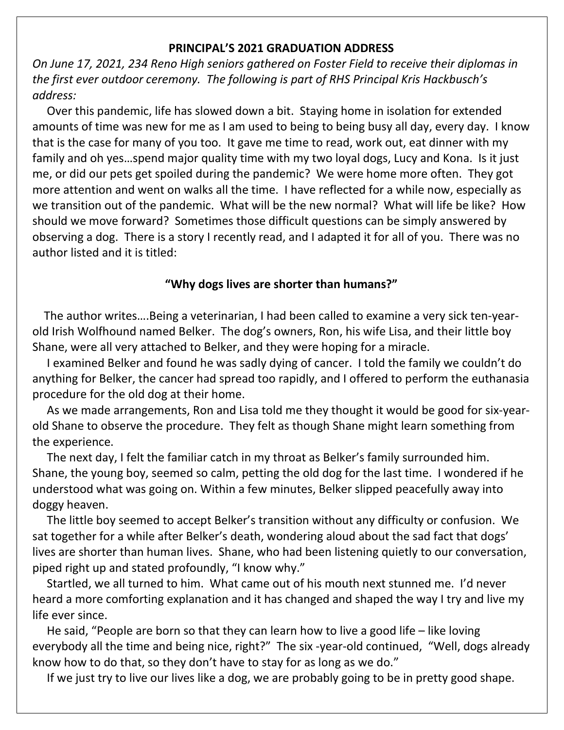**PRINCIPAL'S 2021 GRADUATION ADDRESS**

*On June 17, 2021, 234 Reno High seniors gathered on Foster Field to receive their diplomas in the first ever outdoor ceremony. The following is part of RHS Principal Kris Hackbusch's address:*

Over this pandemic, life has slowed down a bit. Staying home in isolation for extended amounts of time was new for me as I am used to being to being busy all day, every day. I know that is the case for many of you too. It gave me time to read, work out, eat dinner with my family and oh yes…spend major quality time with my two loyal dogs, Lucy and Kona. Is it just me, or did our pets get spoiled during the pandemic? We were home more often. They got more attention and went on walks all the time. I have reflected for a while now, especially as we transition out of the pandemic. What will be the new normal? What will life be like? How should we move forward? Sometimes those difficult questions can be simply answered by observing a dog. There is a story I recently read, and I adapted it for all of you. There was no author listed and it is titled:

**"Why dogs lives are shorter than humans?"**

The author writes….Being a veterinarian, I had been called to examine a very sick ten-year-old Irish Wolfhound named Belker. The dog's owners, Ron, his wife Lisa, and their little boy Shane, were all very attached to Belker, and they were hoping for a miracle.

I examined Belker and found he was sadly dying of cancer. I told the family we couldn't do anything for Belker, the cancer had spread too rapidly, and I offered to perform the euthanasia procedure for the old dog at their home.

As we made arrangements, Ron and Lisa told me they thought it would be good for six-year-old Shane to observe the procedure. They felt as though Shane might learn something from the experience.

The next day, I felt the familiar catch in my throat as Belker's family surrounded him. Shane, the young boy, seemed so calm, petting the old dog for the last time. I wondered if he understood what was going on. Within a few minutes, Belker slipped peacefully away into doggy heaven.

The little boy seemed to accept Belker's transition without any difficulty or confusion. We sat together for a while after Belker's death, wondering aloud about the sad fact that dogs' lives are shorter than human lives. Shane, who had been listening quietly to our conversation, piped right up and stated profoundly, "I know why."

Startled, we all turned to him. What came out of his mouth next stunned me. I'd never heard a more comforting explanation and it has changed and shaped the way I try and live my life ever since.

He said, "People are born so that they can learn how to live a good life – like loving everybody all the time and being nice, right?" The six -year-old continued, "Well, dogs already know how to do that, so they don't have to stay for as long as we do."

If we just try to live our lives like a dog, we are probably going to be in pretty good shape.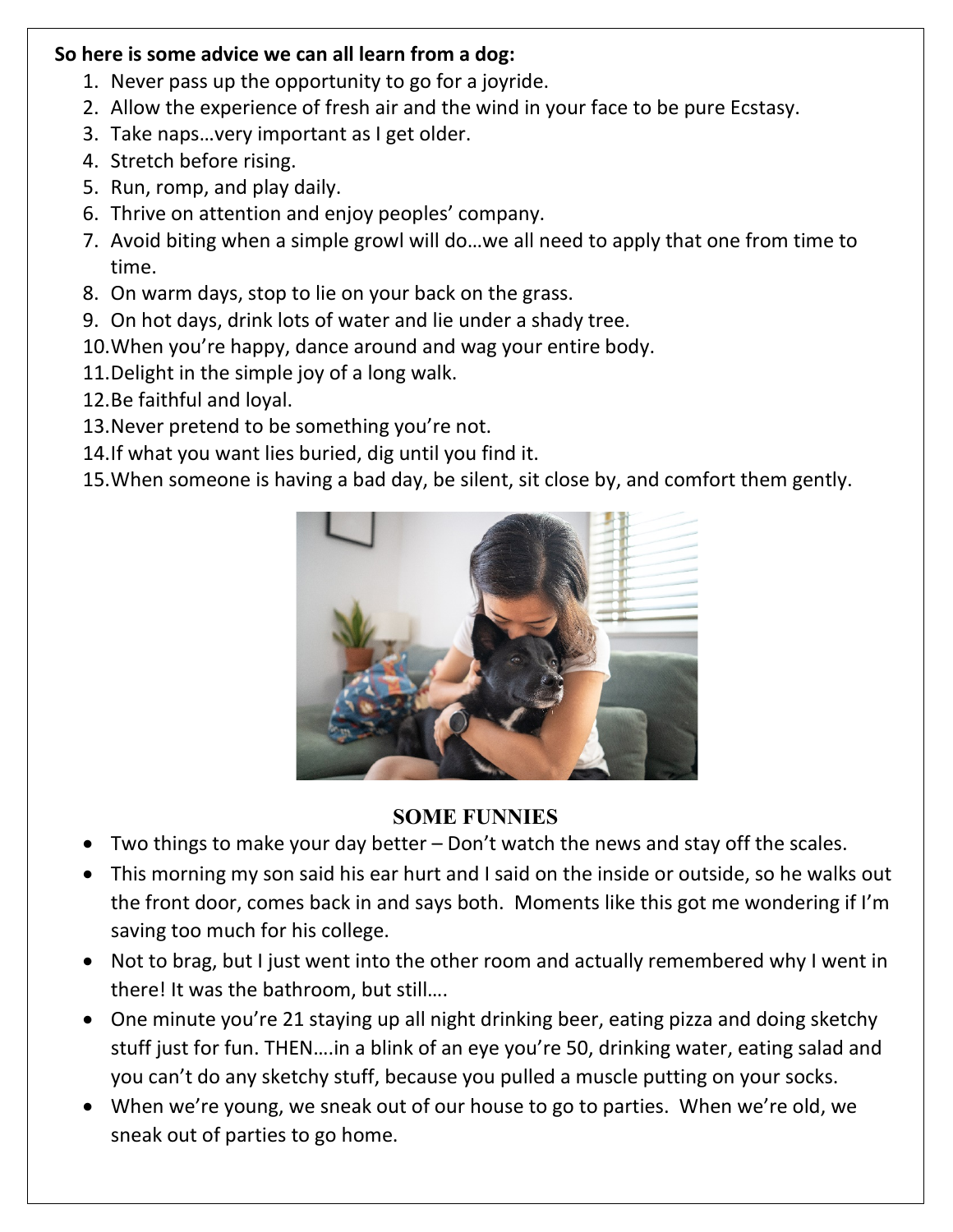**So here is some advice we can all learn from a dog:**

1. Never pass up the opportunity to go for a joyride.
2. Allow the experience of fresh air and the wind in your face to be pure Ecstasy.
3. Take naps…very important as I get older.
4. Stretch before rising.
5. Run, romp, and play daily.
6. Thrive on attention and enjoy peoples' company.
7. Avoid biting when a simple growl will do…we all need to apply that one from time to time.
8. On warm days, stop to lie on your back on the grass.
9. On hot days, drink lots of water and lie under a shady tree.
10. When you're happy, dance around and wag your entire body.
11. Delight in the simple joy of a long walk.
12. Be faithful and loyal.
13. Never pretend to be something you're not.
14. If what you want lies buried, dig until you find it.
15. When someone is having a bad day, be silent, sit close by, and comfort them gently.

## SOME FUNNIES

- Two things to make your day better – Don't watch the news and stay off the scales.
- This morning my son said his ear hurt and I said on the inside or outside, so he walks out the front door, comes back in and says both. Moments like this got me wondering if I'm saving too much for his college.
- Not to brag, but I just went into the other room and actually remembered why I went in there! It was the bathroom, but still….
- One minute you're 21 staying up all night drinking beer, eating pizza and doing sketchy stuff just for fun. THEN….in a blink of an eye you're 50, drinking water, eating salad and you can't do any sketchy stuff, because you pulled a muscle putting on your socks.
- When we're young, we sneak out of our house to go to parties. When we're old, we sneak out of parties to go home.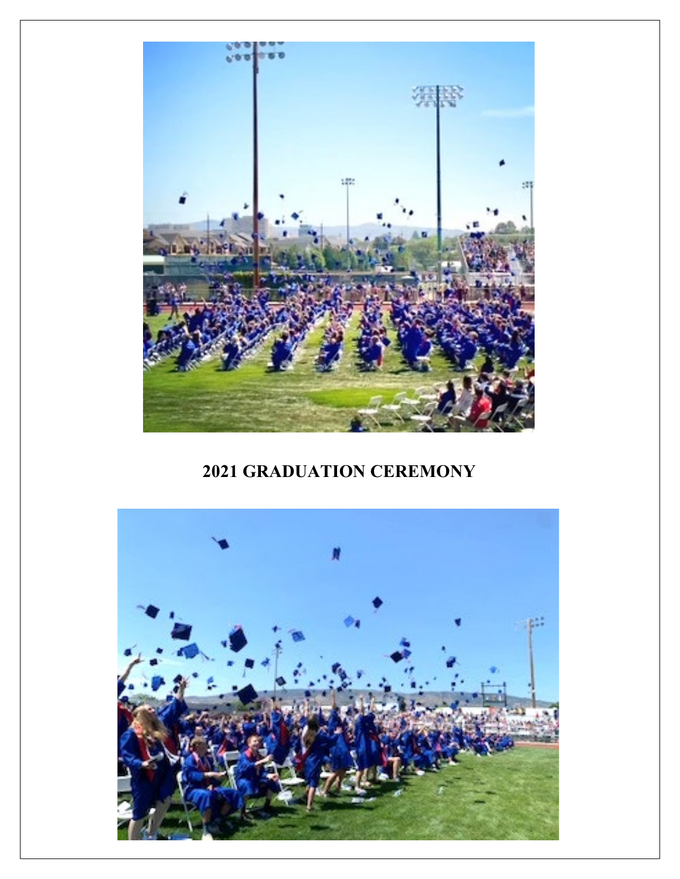**2021 GRADUATION CEREMONY**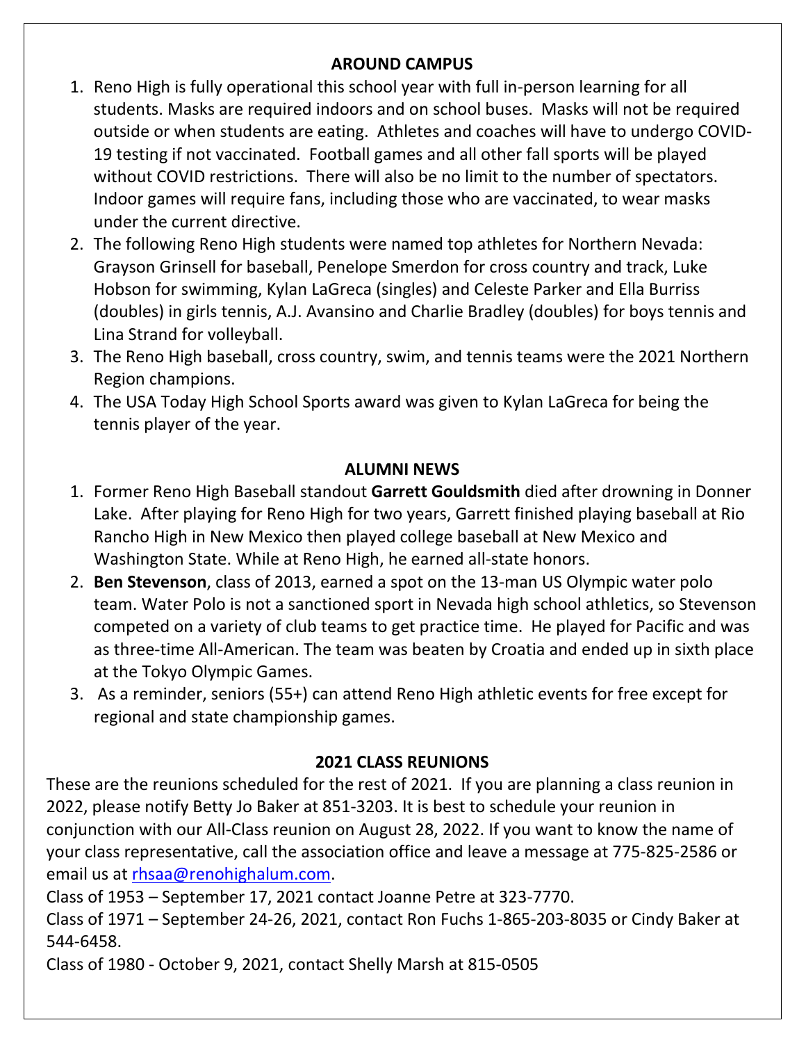## AROUND CAMPUS

1. Reno High is fully operational this school year with full in-person learning for all students. Masks are required indoors and on school buses. Masks will not be required outside or when students are eating. Athletes and coaches will have to undergo COVID-19 testing if not vaccinated. Football games and all other fall sports will be played without COVID restrictions. There will also be no limit to the number of spectators. Indoor games will require fans, including those who are vaccinated, to wear masks under the current directive.
2. The following Reno High students were named top athletes for Northern Nevada: Grayson Grinsell for baseball, Penelope Smerdon for cross country and track, Luke Hobson for swimming, Kylan LaGreca (singles) and Celeste Parker and Ella Burriss (doubles) in girls tennis, A.J. Avansino and Charlie Bradley (doubles) for boys tennis and Lina Strand for volleyball.
3. The Reno High baseball, cross country, swim, and tennis teams were the 2021 Northern Region champions.
4. The USA Today High School Sports award was given to Kylan LaGreca for being the tennis player of the year.

## ALUMNI NEWS

1. Former Reno High Baseball standout **Garrett Gouldsmith** died after drowning in Donner Lake. After playing for Reno High for two years, Garrett finished playing baseball at Rio Rancho High in New Mexico then played college baseball at New Mexico and Washington State. While at Reno High, he earned all-state honors.
2. **Ben Stevenson**, class of 2013, earned a spot on the 13-man US Olympic water polo team. Water Polo is not a sanctioned sport in Nevada high school athletics, so Stevenson competed on a variety of club teams to get practice time. He played for Pacific and was as three-time All-American. The team was beaten by Croatia and ended up in sixth place at the Tokyo Olympic Games.
3. As a reminder, seniors (55+) can attend Reno High athletic events for free except for regional and state championship games.

## 2021 CLASS REUNIONS

These are the reunions scheduled for the rest of 2021. If you are planning a class reunion in 2022, please notify Betty Jo Baker at 851-3203. It is best to schedule your reunion in conjunction with our All-Class reunion on August 28, 2022. If you want to know the name of your class representative, call the association office and leave a message at 775-825-2586 or email us at rhsaa@renohighalum.com.

Class of 1953 – September 17, 2021 contact Joanne Petre at 323-7770.

Class of 1971 – September 24-26, 2021, contact Ron Fuchs 1-865-203-8035 or Cindy Baker at 544-6458.

Class of 1980 - October 9, 2021, contact Shelly Marsh at 815-0505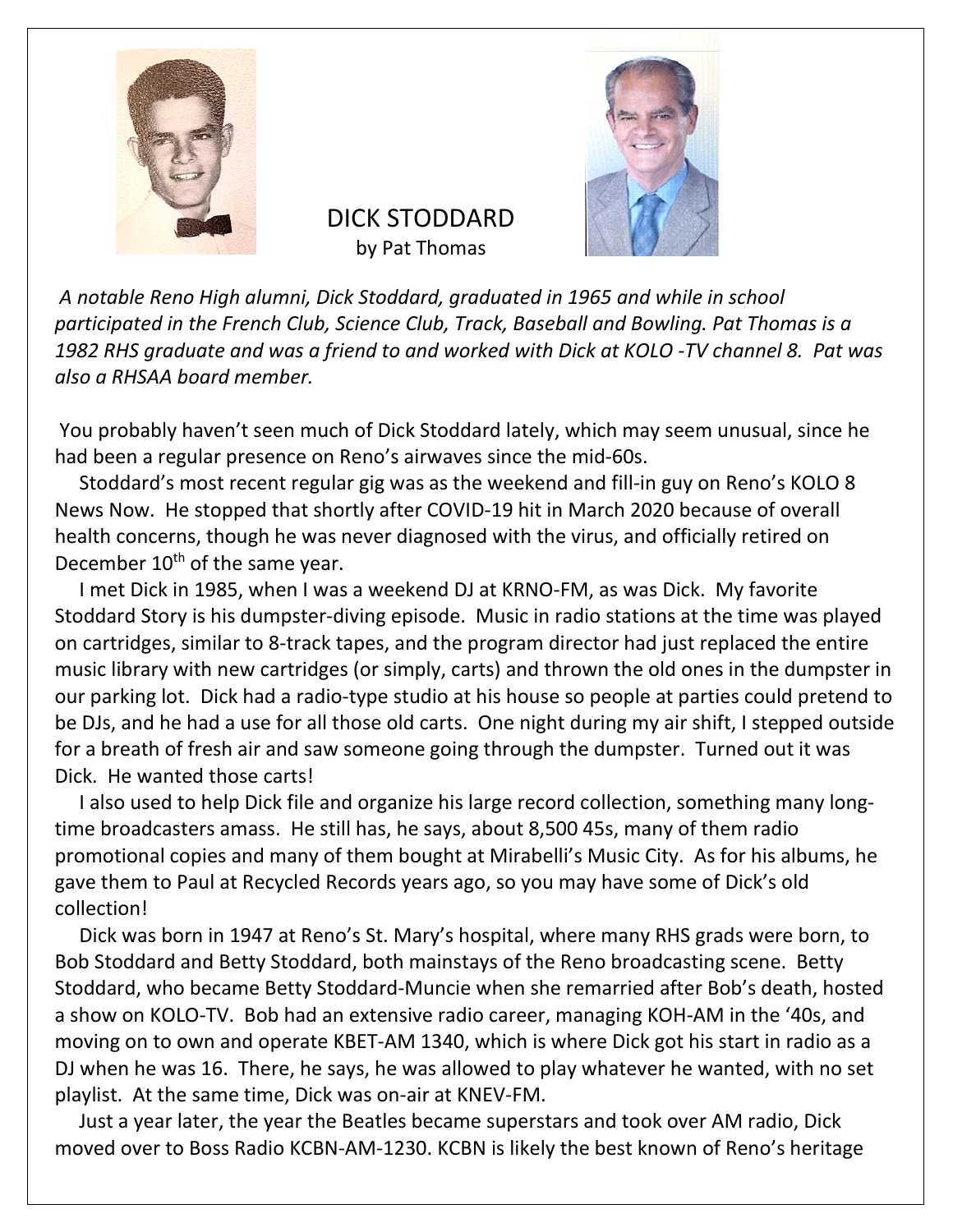# DICK STODDARD

by Pat Thomas

*A notable Reno High alumni, Dick Stoddard, graduated in 1965 and while in school participated in the French Club, Science Club, Track, Baseball and Bowling. Pat Thomas is a 1982 RHS graduate and was a friend to and worked with Dick at KOLO -TV channel 8. Pat was also a RHSAA board member.*

You probably haven't seen much of Dick Stoddard lately, which may seem unusual, since he had been a regular presence on Reno's airwaves since the mid-60s.

Stoddard's most recent regular gig was as the weekend and fill-in guy on Reno's KOLO 8 News Now. He stopped that shortly after COVID-19 hit in March 2020 because of overall health concerns, though he was never diagnosed with the virus, and officially retired on December 10th of the same year.

I met Dick in 1985, when I was a weekend DJ at KRNO-FM, as was Dick. My favorite Stoddard Story is his dumpster-diving episode. Music in radio stations at the time was played on cartridges, similar to 8-track tapes, and the program director had just replaced the entire music library with new cartridges (or simply, carts) and thrown the old ones in the dumpster in our parking lot. Dick had a radio-type studio at his house so people at parties could pretend to be DJs, and he had a use for all those old carts. One night during my air shift, I stepped outside for a breath of fresh air and saw someone going through the dumpster. Turned out it was Dick. He wanted those carts!

I also used to help Dick file and organize his large record collection, something many long-time broadcasters amass. He still has, he says, about 8,500 45s, many of them radio promotional copies and many of them bought at Mirabelli's Music City. As for his albums, he gave them to Paul at Recycled Records years ago, so you may have some of Dick's old collection!

Dick was born in 1947 at Reno's St. Mary's hospital, where many RHS grads were born, to Bob Stoddard and Betty Stoddard, both mainstays of the Reno broadcasting scene. Betty Stoddard, who became Betty Stoddard-Muncie when she remarried after Bob's death, hosted a show on KOLO-TV. Bob had an extensive radio career, managing KOH-AM in the '40s, and moving on to own and operate KBET-AM 1340, which is where Dick got his start in radio as a DJ when he was 16. There, he says, he was allowed to play whatever he wanted, with no set playlist. At the same time, Dick was on-air at KNEV-FM.

Just a year later, the year the Beatles became superstars and took over AM radio, Dick moved over to Boss Radio KCBN-AM-1230. KCBN is likely the best known of Reno's heritage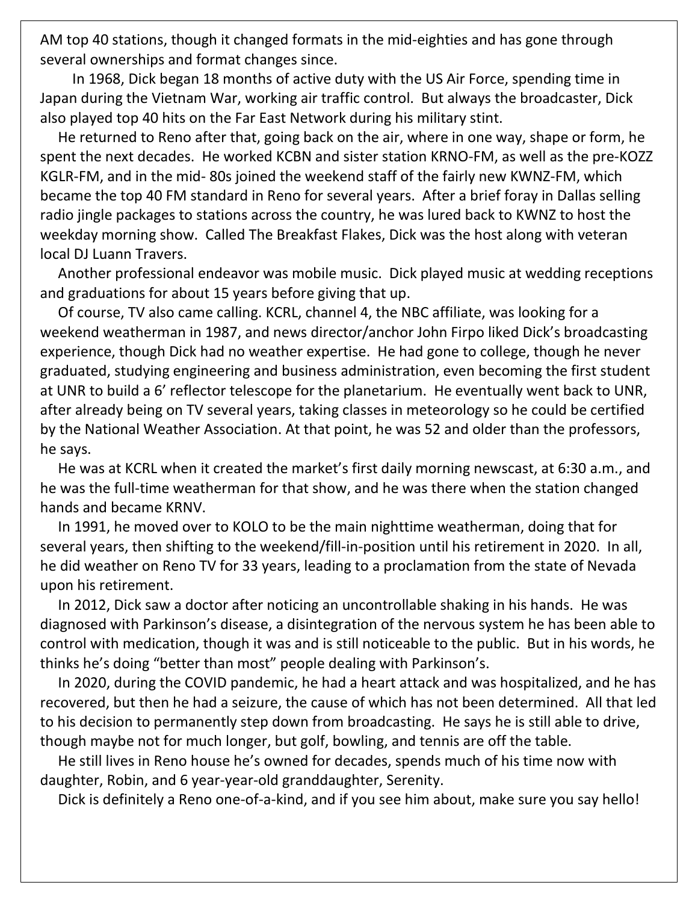AM top 40 stations, though it changed formats in the mid-eighties and has gone through several ownerships and format changes since.

In 1968, Dick began 18 months of active duty with the US Air Force, spending time in Japan during the Vietnam War, working air traffic control. But always the broadcaster, Dick also played top 40 hits on the Far East Network during his military stint.

He returned to Reno after that, going back on the air, where in one way, shape or form, he spent the next decades. He worked KCBN and sister station KRNO-FM, as well as the pre-KOZZ KGLR-FM, and in the mid- 80s joined the weekend staff of the fairly new KWNZ-FM, which became the top 40 FM standard in Reno for several years. After a brief foray in Dallas selling radio jingle packages to stations across the country, he was lured back to KWNZ to host the weekday morning show. Called The Breakfast Flakes, Dick was the host along with veteran local DJ Luann Travers.

Another professional endeavor was mobile music. Dick played music at wedding receptions and graduations for about 15 years before giving that up.

Of course, TV also came calling. KCRL, channel 4, the NBC affiliate, was looking for a weekend weatherman in 1987, and news director/anchor John Firpo liked Dick's broadcasting experience, though Dick had no weather expertise. He had gone to college, though he never graduated, studying engineering and business administration, even becoming the first student at UNR to build a 6' reflector telescope for the planetarium. He eventually went back to UNR, after already being on TV several years, taking classes in meteorology so he could be certified by the National Weather Association. At that point, he was 52 and older than the professors, he says.

He was at KCRL when it created the market's first daily morning newscast, at 6:30 a.m., and he was the full-time weatherman for that show, and he was there when the station changed hands and became KRNV.

In 1991, he moved over to KOLO to be the main nighttime weatherman, doing that for several years, then shifting to the weekend/fill-in-position until his retirement in 2020. In all, he did weather on Reno TV for 33 years, leading to a proclamation from the state of Nevada upon his retirement.

In 2012, Dick saw a doctor after noticing an uncontrollable shaking in his hands. He was diagnosed with Parkinson's disease, a disintegration of the nervous system he has been able to control with medication, though it was and is still noticeable to the public. But in his words, he thinks he's doing "better than most" people dealing with Parkinson's.

In 2020, during the COVID pandemic, he had a heart attack and was hospitalized, and he has recovered, but then he had a seizure, the cause of which has not been determined. All that led to his decision to permanently step down from broadcasting. He says he is still able to drive, though maybe not for much longer, but golf, bowling, and tennis are off the table.

He still lives in Reno house he's owned for decades, spends much of his time now with daughter, Robin, and 6 year-year-old granddaughter, Serenity.

Dick is definitely a Reno one-of-a-kind, and if you see him about, make sure you say hello!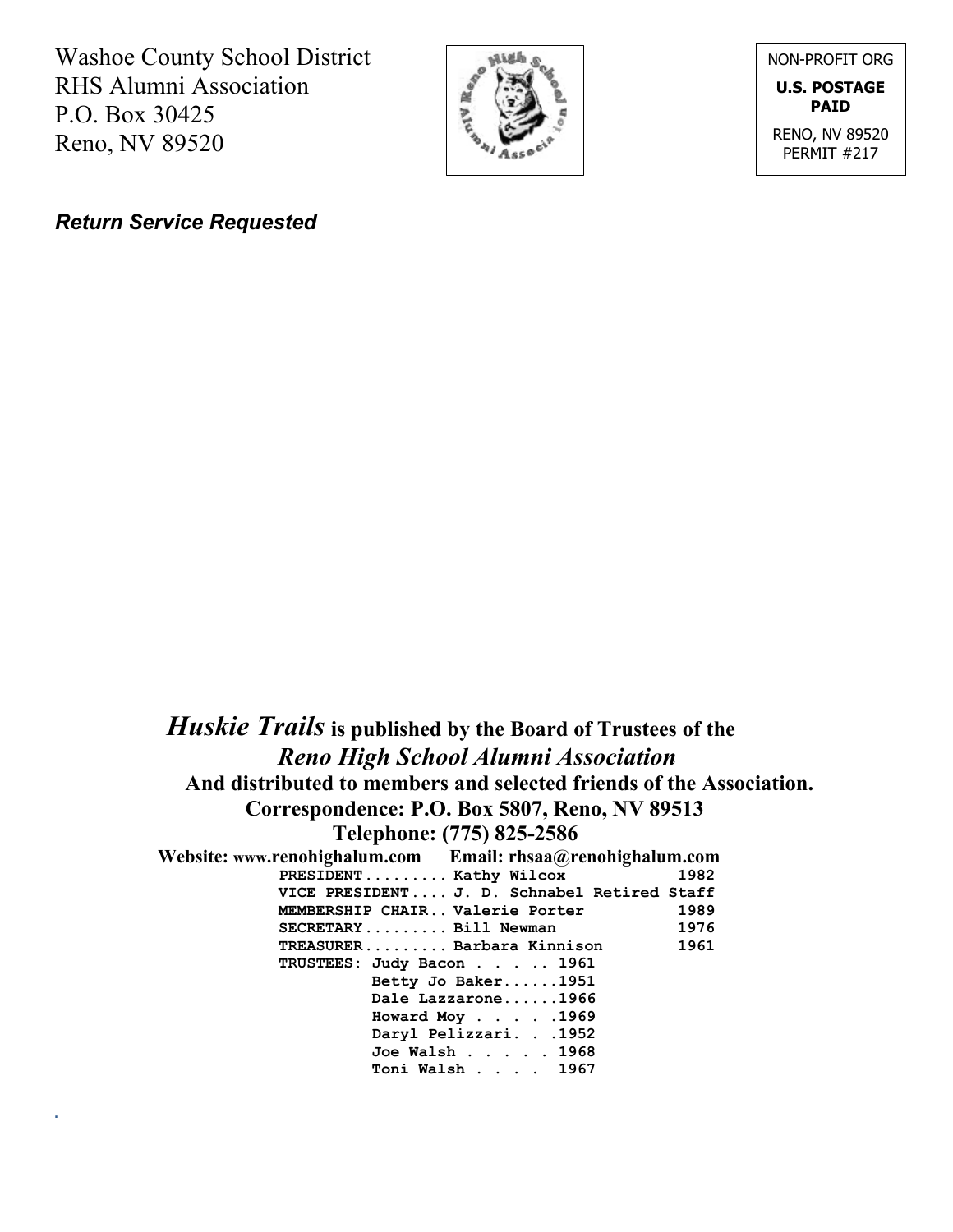Washoe County School District
RHS Alumni Association
P.O. Box 30425
Reno, NV 89520

NON-PROFIT ORG
**U.S. POSTAGE PAID**
RENO, NV 89520
PERMIT #217

***Return Service Requested***

***Huskie Trails*** **is published by the Board of Trustees of the**
***Reno High School Alumni Association***
**And distributed to members and selected friends of the Association.**
**Correspondence: P.O. Box 5807, Reno, NV 89513**
**Telephone: (775) 825-2586**
**Website: www.renohighalum.com Email: rhsaa@renohighalum.com**

| | | |
|---|---|---|
| PRESIDENT | Kathy Wilcox | 1982 |
| VICE PRESIDENT | J. D. Schnabel | Retired Staff |
| MEMBERSHIP CHAIR | Valerie Porter | 1989 |
| SECRETARY | Bill Newman | 1976 |
| TREASURER | Barbara Kinnison | 1961 |
| TRUSTEES: | Judy Bacon | 1961 |
| | Betty Jo Baker | 1951 |
| | Dale Lazzarone | 1966 |
| | Howard Moy | 1969 |
| | Daryl Pelizzari | 1952 |
| | Joe Walsh | 1968 |
| | Toni Walsh | 1967 |